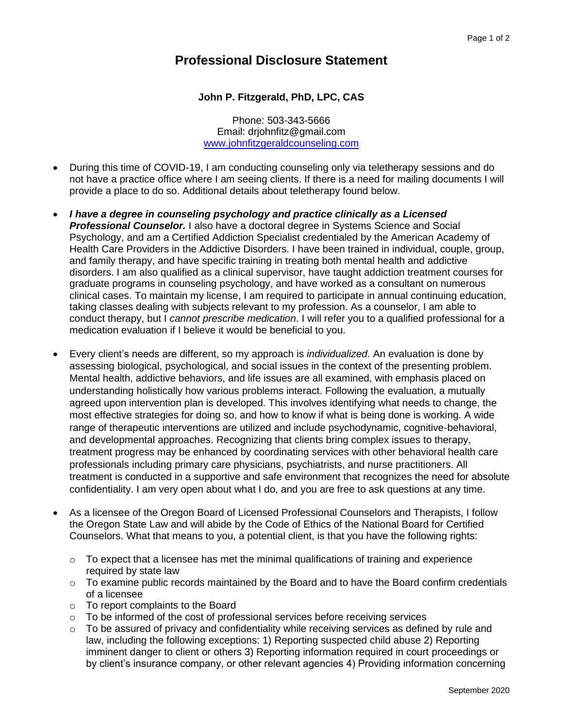# Professional Disclosure Statement

**John P. Fitzgerald, PhD, LPC, CAS**

Phone: 503-343-5666
Email: drjohnfitz@gmail.com
[www.johnfitzgeraldcounseling.com](http://www.johnfitzgeraldcounseling.com)

- During this time of COVID-19, I am conducting counseling only via teletherapy sessions and do not have a practice office where I am seeing clients. If there is a need for mailing documents I will provide a place to do so. Additional details about teletherapy found below.

- ***I have a degree in counseling psychology and practice clinically as a Licensed Professional Counselor.*** I also have a doctoral degree in Systems Science and Social Psychology, and am a Certified Addiction Specialist credentialed by the American Academy of Health Care Providers in the Addictive Disorders. I have been trained in individual, couple, group, and family therapy, and have specific training in treating both mental health and addictive disorders. I am also qualified as a clinical supervisor, have taught addiction treatment courses for graduate programs in counseling psychology, and have worked as a consultant on numerous clinical cases. To maintain my license, I am required to participate in annual continuing education, taking classes dealing with subjects relevant to my profession. As a counselor, I am able to conduct therapy, but I *cannot prescribe medication*. I will refer you to a qualified professional for a medication evaluation if I believe it would be beneficial to you.

- Every client's needs are different, so my approach is *individualized*. An evaluation is done by assessing biological, psychological, and social issues in the context of the presenting problem. Mental health, addictive behaviors, and life issues are all examined, with emphasis placed on understanding holistically how various problems interact. Following the evaluation, a mutually agreed upon intervention plan is developed. This involves identifying what needs to change, the most effective strategies for doing so, and how to know if what is being done is working. A wide range of therapeutic interventions are utilized and include psychodynamic, cognitive-behavioral, and developmental approaches. Recognizing that clients bring complex issues to therapy, treatment progress may be enhanced by coordinating services with other behavioral health care professionals including primary care physicians, psychiatrists, and nurse practitioners. All treatment is conducted in a supportive and safe environment that recognizes the need for absolute confidentiality. I am very open about what I do, and you are free to ask questions at any time.

- As a licensee of the Oregon Board of Licensed Professional Counselors and Therapists, I follow the Oregon State Law and will abide by the Code of Ethics of the National Board for Certified Counselors. What that means to you, a potential client, is that you have the following rights:
  - To expect that a licensee has met the minimal qualifications of training and experience required by state law
  - To examine public records maintained by the Board and to have the Board confirm credentials of a licensee
  - To report complaints to the Board
  - To be informed of the cost of professional services before receiving services
  - To be assured of privacy and confidentiality while receiving services as defined by rule and law, including the following exceptions: 1) Reporting suspected child abuse 2) Reporting imminent danger to client or others 3) Reporting information required in court proceedings or by client's insurance company, or other relevant agencies 4) Providing information concerning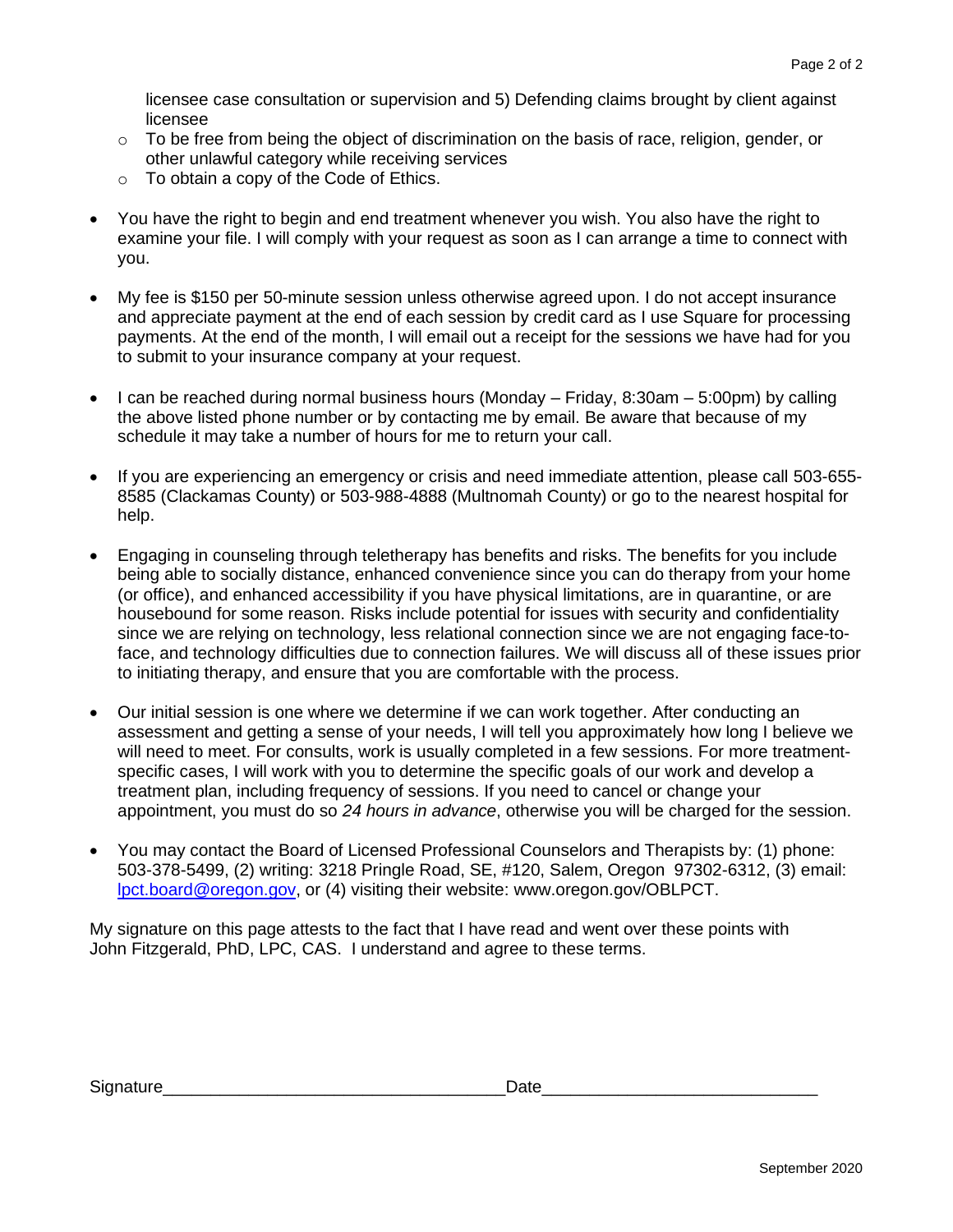licensee case consultation or supervision and 5) Defending claims brought by client against licensee

- To be free from being the object of discrimination on the basis of race, religion, gender, or other unlawful category while receiving services
- To obtain a copy of the Code of Ethics.

- You have the right to begin and end treatment whenever you wish. You also have the right to examine your file. I will comply with your request as soon as I can arrange a time to connect with you.

- My fee is $150 per 50-minute session unless otherwise agreed upon. I do not accept insurance and appreciate payment at the end of each session by credit card as I use Square for processing payments. At the end of the month, I will email out a receipt for the sessions we have had for you to submit to your insurance company at your request.

- I can be reached during normal business hours (Monday – Friday, 8:30am – 5:00pm) by calling the above listed phone number or by contacting me by email. Be aware that because of my schedule it may take a number of hours for me to return your call.

- If you are experiencing an emergency or crisis and need immediate attention, please call 503-655-8585 (Clackamas County) or 503-988-4888 (Multnomah County) or go to the nearest hospital for help.

- Engaging in counseling through teletherapy has benefits and risks. The benefits for you include being able to socially distance, enhanced convenience since you can do therapy from your home (or office), and enhanced accessibility if you have physical limitations, are in quarantine, or are housebound for some reason. Risks include potential for issues with security and confidentiality since we are relying on technology, less relational connection since we are not engaging face-to-face, and technology difficulties due to connection failures. We will discuss all of these issues prior to initiating therapy, and ensure that you are comfortable with the process.

- Our initial session is one where we determine if we can work together. After conducting an assessment and getting a sense of your needs, I will tell you approximately how long I believe we will need to meet. For consults, work is usually completed in a few sessions. For more treatment-specific cases, I will work with you to determine the specific goals of our work and develop a treatment plan, including frequency of sessions. If you need to cancel or change your appointment, you must do so *24 hours in advance*, otherwise you will be charged for the session.

- You may contact the Board of Licensed Professional Counselors and Therapists by: (1) phone: 503-378-5499, (2) writing: 3218 Pringle Road, SE, #120, Salem, Oregon 97302-6312, (3) email: lpct.board@oregon.gov, or (4) visiting their website: www.oregon.gov/OBLPCT.

My signature on this page attests to the fact that I have read and went over these points with John Fitzgerald, PhD, LPC, CAS. I understand and agree to these terms.

Signature___________________________________Date____________________________

September 2020